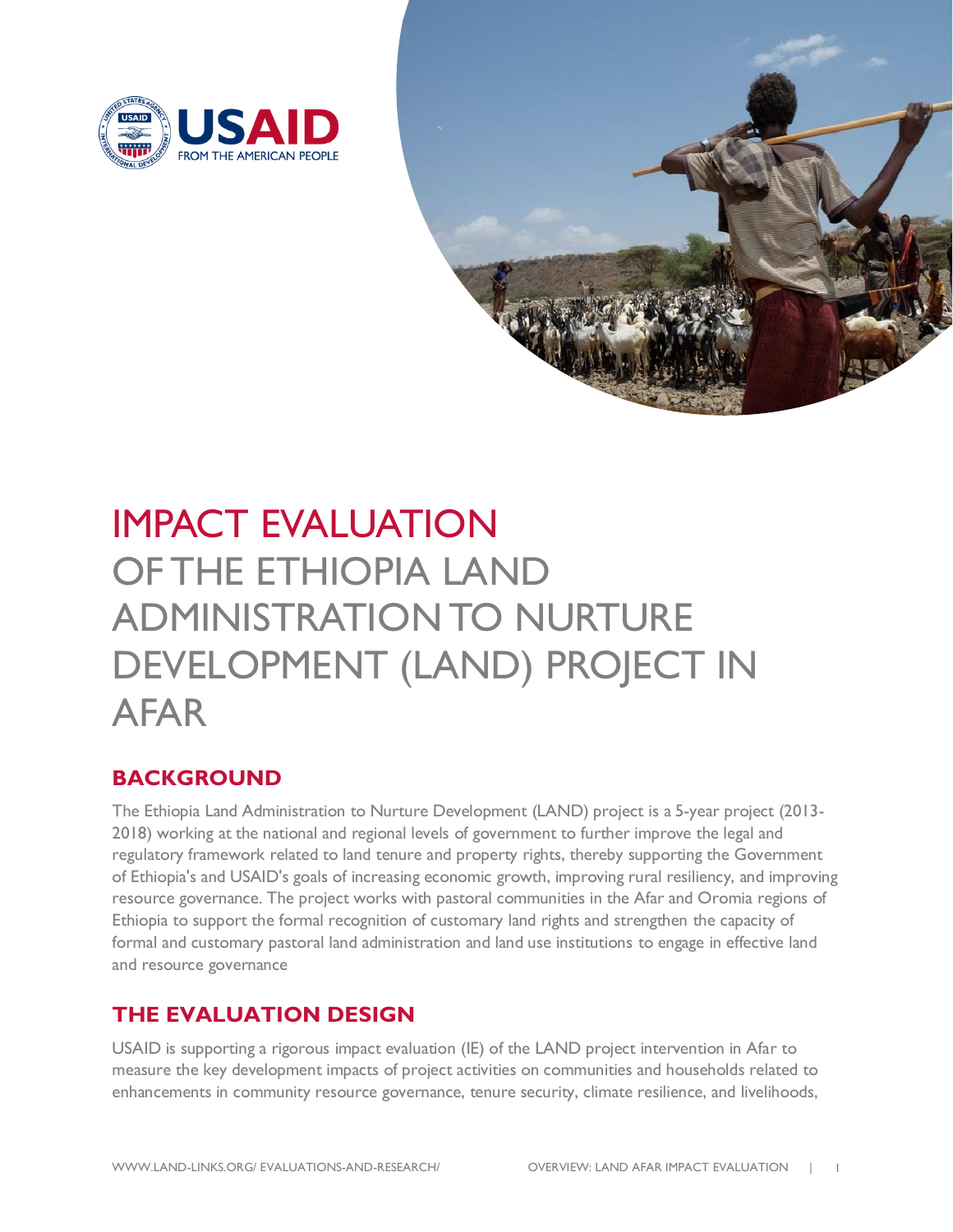# IMPACT EVALUATION OF THE ETHIOPIA LAND ADMINISTRATION TO NURTURE DEVELOPMENT (LAND) PROJECT IN AFAR

## BACKGROUND

The Ethiopia Land Administration to Nurture Development (LAND) project is a 5-year project (2013-2018) working at the national and regional levels of government to further improve the legal and regulatory framework related to land tenure and property rights, thereby supporting the Government of Ethiopia's and USAID's goals of increasing economic growth, improving rural resiliency, and improving resource governance. The project works with pastoral communities in the Afar and Oromia regions of Ethiopia to support the formal recognition of customary land rights and strengthen the capacity of formal and customary pastoral land administration and land use institutions to engage in effective land and resource governance

## THE EVALUATION DESIGN

USAID is supporting a rigorous impact evaluation (IE) of the LAND project intervention in Afar to measure the key development impacts of project activities on communities and households related to enhancements in community resource governance, tenure security, climate resilience, and livelihoods,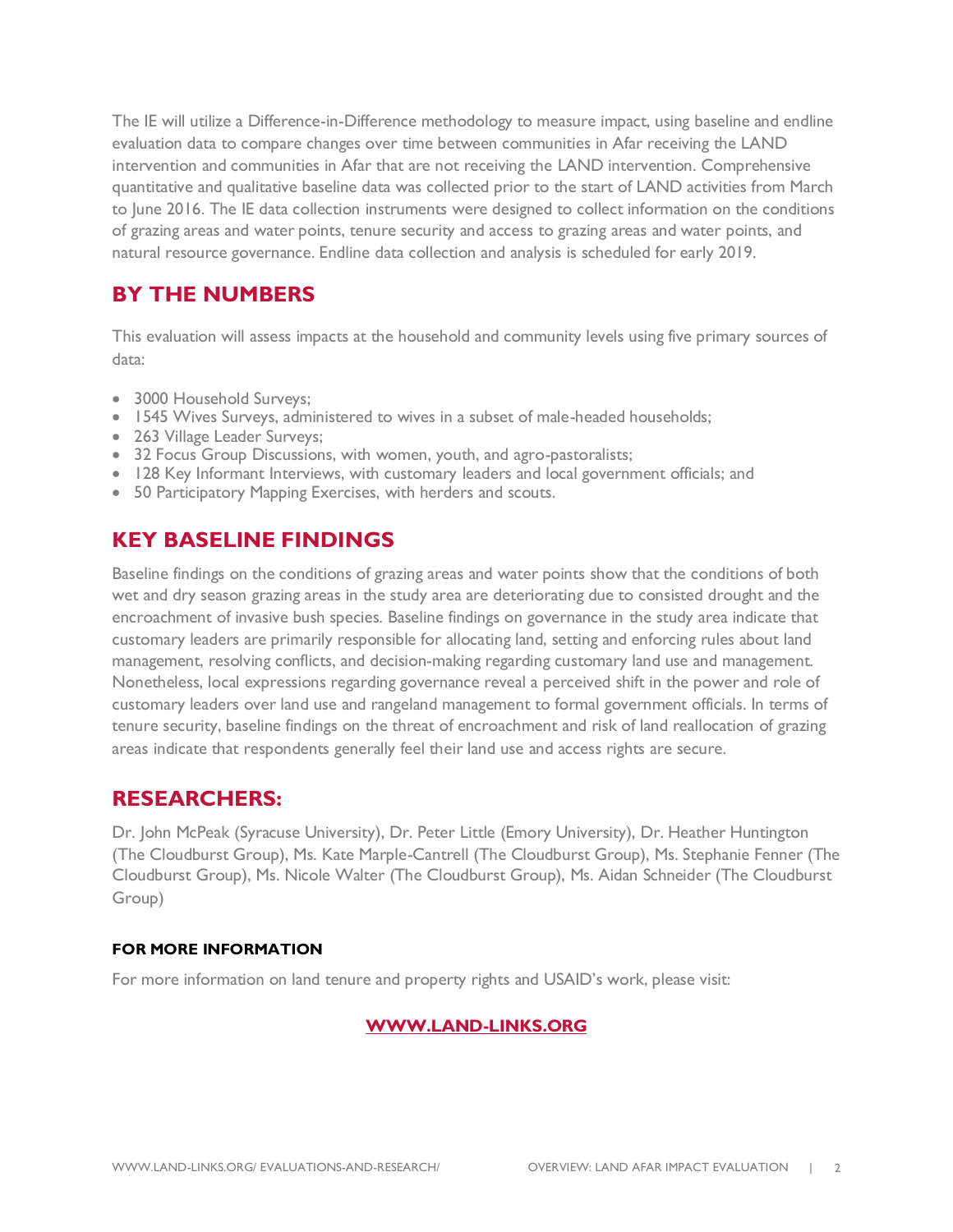The IE will utilize a Difference-in-Difference methodology to measure impact, using baseline and endline evaluation data to compare changes over time between communities in Afar receiving the LAND intervention and communities in Afar that are not receiving the LAND intervention. Comprehensive quantitative and qualitative baseline data was collected prior to the start of LAND activities from March to June 2016. The IE data collection instruments were designed to collect information on the conditions of grazing areas and water points, tenure security and access to grazing areas and water points, and natural resource governance. Endline data collection and analysis is scheduled for early 2019.

## BY THE NUMBERS

This evaluation will assess impacts at the household and community levels using five primary sources of data:

- 3000 Household Surveys;
- 1545 Wives Surveys, administered to wives in a subset of male-headed households;
- 263 Village Leader Surveys;
- 32 Focus Group Discussions, with women, youth, and agro-pastoralists;
- 128 Key Informant Interviews, with customary leaders and local government officials; and
- 50 Participatory Mapping Exercises, with herders and scouts.

## KEY BASELINE FINDINGS

Baseline findings on the conditions of grazing areas and water points show that the conditions of both wet and dry season grazing areas in the study area are deteriorating due to consisted drought and the encroachment of invasive bush species. Baseline findings on governance in the study area indicate that customary leaders are primarily responsible for allocating land, setting and enforcing rules about land management, resolving conflicts, and decision-making regarding customary land use and management. Nonetheless, local expressions regarding governance reveal a perceived shift in the power and role of customary leaders over land use and rangeland management to formal government officials. In terms of tenure security, baseline findings on the threat of encroachment and risk of land reallocation of grazing areas indicate that respondents generally feel their land use and access rights are secure.

## RESEARCHERS:

Dr. John McPeak (Syracuse University), Dr. Peter Little (Emory University), Dr. Heather Huntington (The Cloudburst Group), Ms. Kate Marple-Cantrell (The Cloudburst Group), Ms. Stephanie Fenner (The Cloudburst Group), Ms. Nicole Walter (The Cloudburst Group), Ms. Aidan Schneider (The Cloudburst Group)

#### FOR MORE INFORMATION

For more information on land tenure and property rights and USAID's work, please visit:

**WWW.LAND-LINKS.ORG**